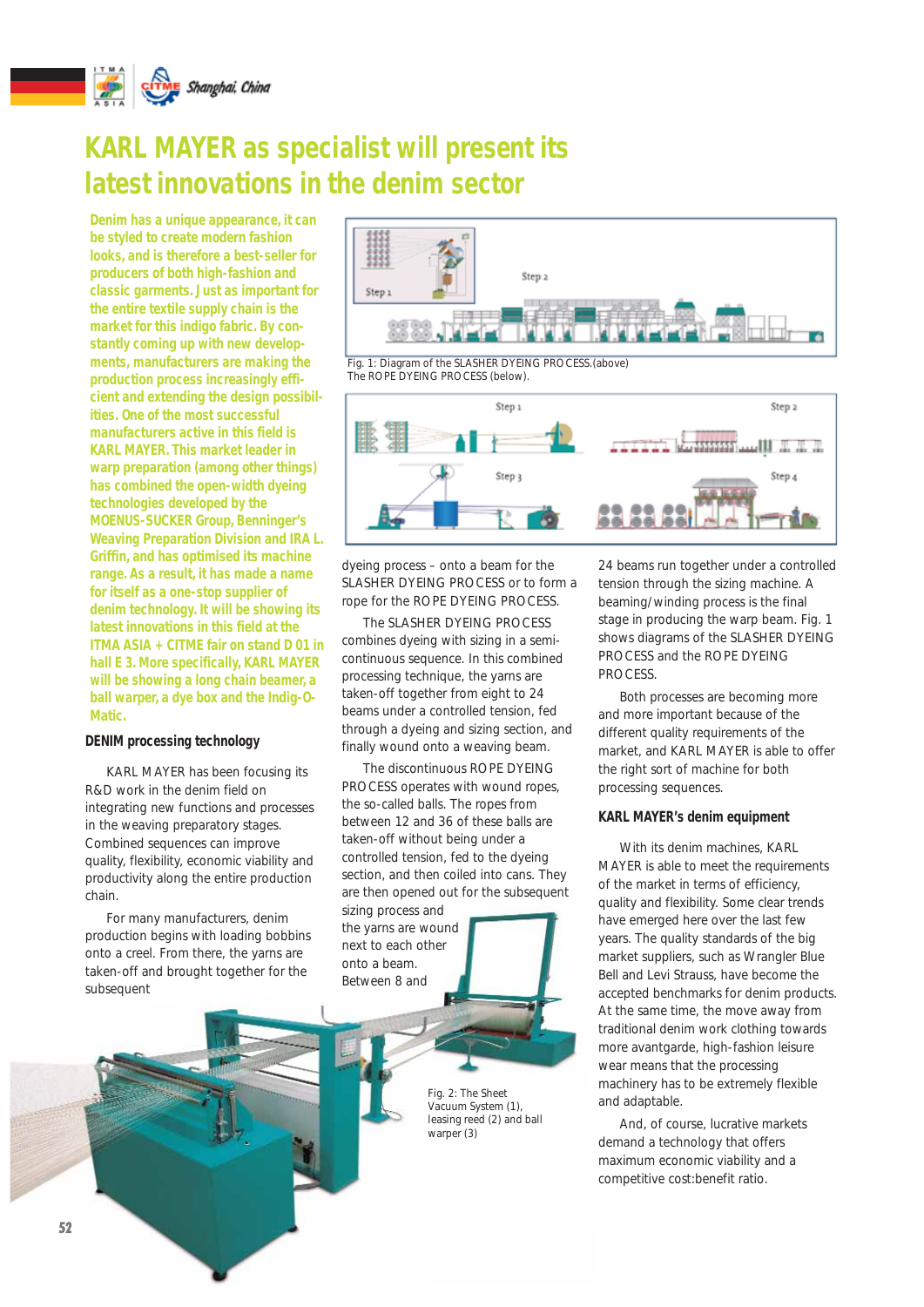# KARL MAYER as specialist will present its latest innovations in the denim sector

**Denim has a unique appearance, it can be styled to create modern fashion looks, and is therefore a best-seller for producers of both high-fashion and classic garments. Just as important for the entire textile supply chain is the market for this indigo fabric. By constantly coming up with new developments, manufacturers are making the production process increasingly efficient and extending the design possibilities. One of the most successful manufacturers active in this field is KARL MAYER. This market leader in warp preparation (among other things) has combined the open-width dyeing technologies developed by the MOENUS-SUCKER Group, Benninger's Weaving Preparation Division and IRA L. Griffin, and has optimised its machine range. As a result, it has made a name for itself as a one-stop supplier of denim technology. It will be showing its latest innovations in this field at the ITMA ASIA + CITME fair on stand D 01 in hall E 3. More specifically, KARL MAYER will be showing a long chain beamer, a ball warper, a dye box and the Indig-O-Matic.**

## DENIM processing technology

KARL MAYER has been focusing its R&D work in the denim field on integrating new functions and processes in the weaving preparatory stages. Combined sequences can improve quality, flexibility, economic viability and productivity along the entire production chain.

For many manufacturers, denim production begins with loading bobbins onto a creel. From there, the yarns are taken-off and brought together for the subsequent dyeing process – onto a beam for the SLASHER DYEING PROCESS or to form a rope for the ROPE DYEING PROCESS.

Fig. 1: Diagram of the SLASHER DYEING PROCESS.(above) The ROPE DYEING PROCESS (below).

The SLASHER DYEING PROCESS combines dyeing with sizing in a semi-continuous sequence. In this combined processing technique, the yarns are taken-off together from eight to 24 beams under a controlled tension, fed through a dyeing and sizing section, and finally wound onto a weaving beam.

The discontinuous ROPE DYEING PROCESS operates with wound ropes, the so-called balls. The ropes from between 12 and 36 of these balls are taken-off without being under a controlled tension, fed to the dyeing section, and then coiled into cans. They are then opened out for the subsequent sizing process and the yarns are wound next to each other onto a beam. Between 8 and 24 beams run together under a controlled tension through the sizing machine. A beaming/winding process is the final stage in producing the warp beam. Fig. 1 shows diagrams of the SLASHER DYEING PROCESS and the ROPE DYEING PROCESS.

Both processes are becoming more and more important because of the different quality requirements of the market, and KARL MAYER is able to offer the right sort of machine for both processing sequences.

Fig. 2: The Sheet Vacuum System (1), leasing reed (2) and ball warper (3)

## KARL MAYER's denim equipment

With its denim machines, KARL MAYER is able to meet the requirements of the market in terms of efficiency, quality and flexibility. Some clear trends have emerged here over the last few years. The quality standards of the big market suppliers, such as Wrangler Blue Bell and Levi Strauss, have become the accepted benchmarks for denim products. At the same time, the move away from traditional denim work clothing towards more avantgarde, high-fashion leisure wear means that the processing machinery has to be extremely flexible and adaptable.

And, of course, lucrative markets demand a technology that offers maximum economic viability and a competitive cost:benefit ratio.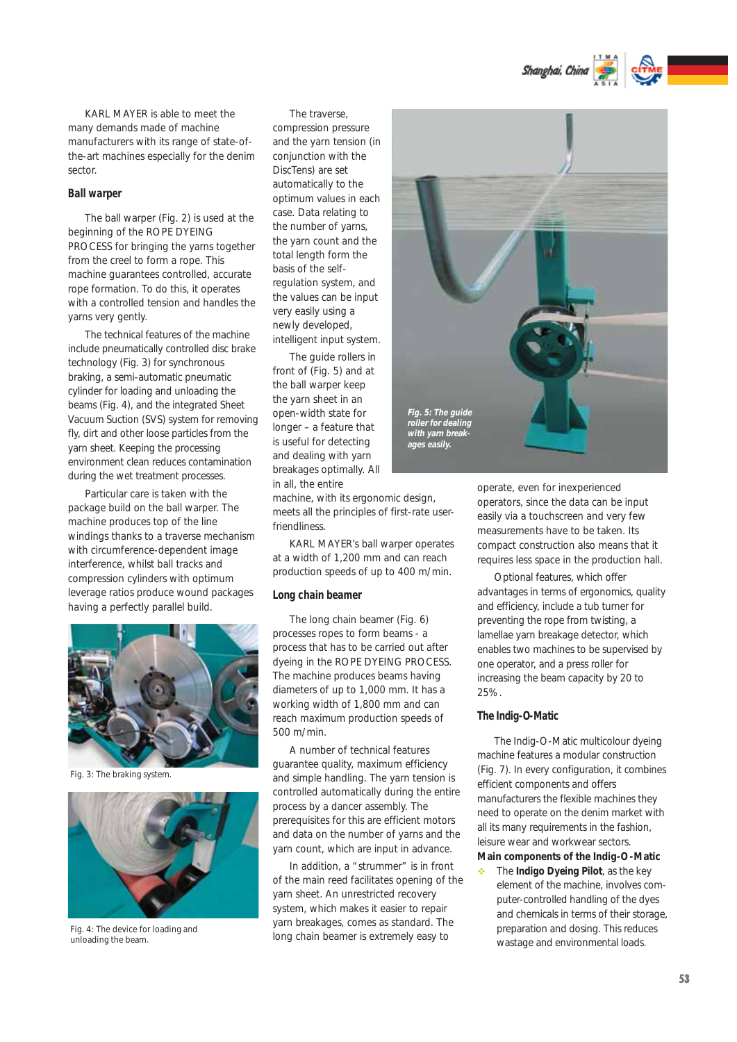KARL MAYER is able to meet the many demands made of machine manufacturers with its range of state-of-the-art machines especially for the denim sector.

### Ball warper

The ball warper (Fig. 2) is used at the beginning of the ROPE DYEING PROCESS for bringing the yarns together from the creel to form a rope. This machine guarantees controlled, accurate rope formation. To do this, it operates with a controlled tension and handles the yarns very gently.

The technical features of the machine include pneumatically controlled disc brake technology (Fig. 3) for synchronous braking, a semi-automatic pneumatic cylinder for loading and unloading the beams (Fig. 4), and the integrated Sheet Vacuum Suction (SVS) system for removing fly, dirt and other loose particles from the yarn sheet. Keeping the processing environment clean reduces contamination during the wet treatment processes.

Particular care is taken with the package build on the ball warper. The machine produces top of the line windings thanks to a traverse mechanism with circumference-dependent image interference, whilst ball tracks and compression cylinders with optimum leverage ratios produce wound packages having a perfectly parallel build.

Fig. 3: The braking system.

Fig. 4: The device for loading and unloading the beam.

The traverse, compression pressure and the yarn tension (in conjunction with the DiscTens) are set automatically to the optimum values in each case. Data relating to the number of yarns, the yarn count and the total length form the basis of the self-regulation system, and the values can be input very easily using a newly developed, intelligent input system.

The guide rollers in front of (Fig. 5) and at the ball warper keep the yarn sheet in an open-width state for longer – a feature that is useful for detecting and dealing with yarn breakages optimally. All in all, the entire machine, with its ergonomic design, meets all the principles of first-rate user-friendliness.

*Fig. 5: The guide roller for dealing with yarn breakages easily.*

KARL MAYER's ball warper operates at a width of 1,200 mm and can reach production speeds of up to 400 m/min.

### Long chain beamer

The long chain beamer (Fig. 6) processes ropes to form beams - a process that has to be carried out after dyeing in the ROPE DYEING PROCESS. The machine produces beams having diameters of up to 1,000 mm. It has a working width of 1,800 mm and can reach maximum production speeds of 500 m/min.

A number of technical features guarantee quality, maximum efficiency and simple handling. The yarn tension is controlled automatically during the entire process by a dancer assembly. The prerequisites for this are efficient motors and data on the number of yarns and the yarn count, which are input in advance.

In addition, a "strummer" is in front of the main reed facilitates opening of the yarn sheet. An unrestricted recovery system, which makes it easier to repair yarn breakages, comes as standard. The long chain beamer is extremely easy to operate, even for inexperienced operators, since the data can be input easily via a touchscreen and very few measurements have to be taken. Its compact construction also means that it requires less space in the production hall.

Optional features, which offer advantages in terms of ergonomics, quality and efficiency, include a tub turner for preventing the rope from twisting, a lamellae yarn breakage detector, which enables two machines to be supervised by one operator, and a press roller for increasing the beam capacity by 20 to 25%.

### The Indig-O-Matic

The Indig-O-Matic multicolour dyeing machine features a modular construction (Fig. 7). In every configuration, it combines efficient components and offers manufacturers the flexible machines they need to operate on the denim market with all its many requirements in the fashion, leisure wear and workwear sectors.

**Main components of the Indig-O-Matic**

- The **Indigo Dyeing Pilot**, as the key element of the machine, involves computer-controlled handling of the dyes and chemicals in terms of their storage, preparation and dosing. This reduces wastage and environmental loads.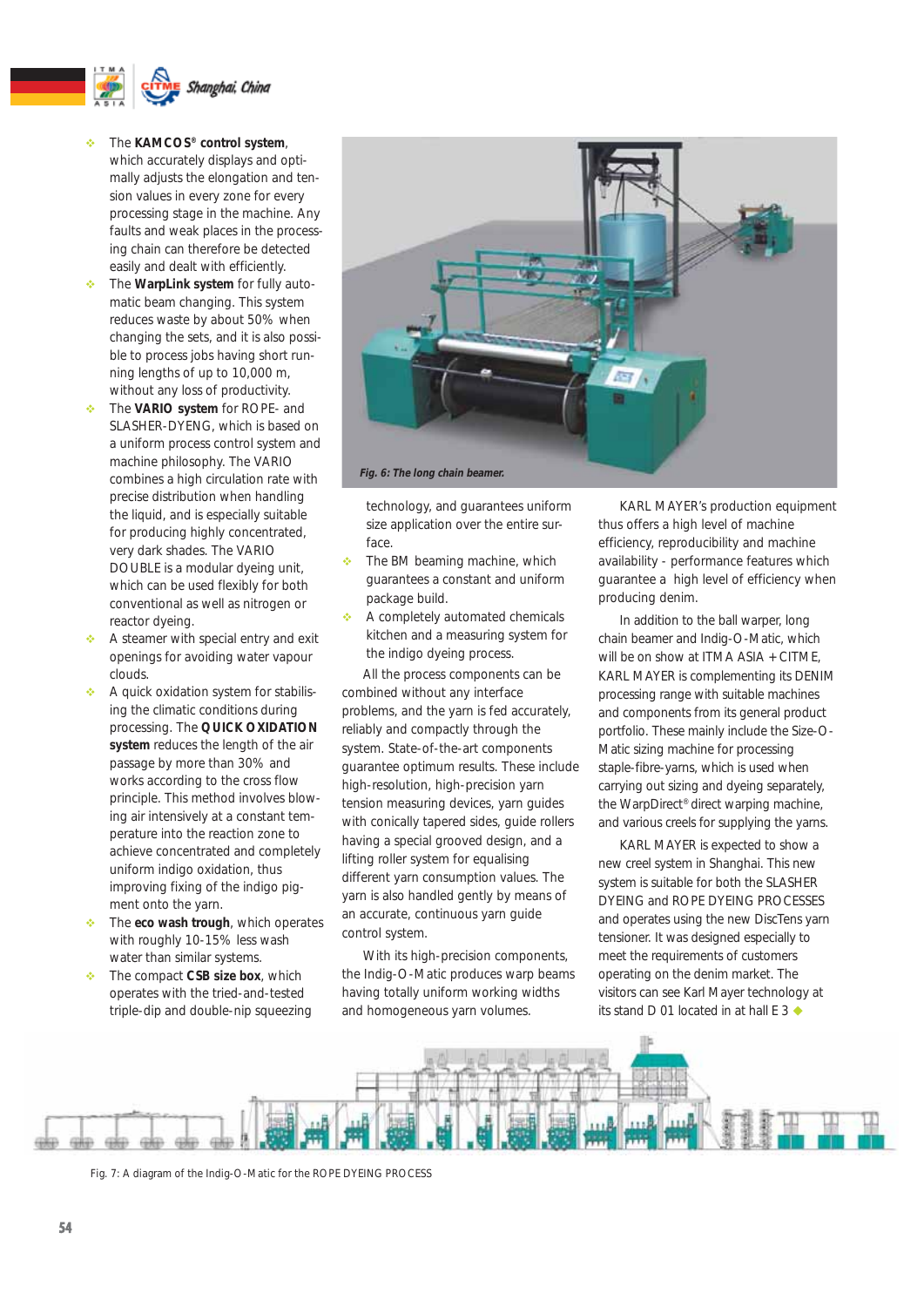- The **KAMCOS® control system**, which accurately displays and optimally adjusts the elongation and tension values in every zone for every processing stage in the machine. Any faults and weak places in the processing chain can therefore be detected easily and dealt with efficiently.
- The **WarpLink system** for fully automatic beam changing. This system reduces waste by about 50% when changing the sets, and it is also possible to process jobs having short running lengths of up to 10,000 m, without any loss of productivity.
- The **VARIO system** for ROPE- and SLASHER-DYENG, which is based on a uniform process control system and machine philosophy. The VARIO combines a high circulation rate with precise distribution when handling the liquid, and is especially suitable for producing highly concentrated, very dark shades. The VARIO DOUBLE is a modular dyeing unit, which can be used flexibly for both conventional as well as nitrogen or reactor dyeing.
- A steamer with special entry and exit openings for avoiding water vapour clouds.
- A quick oxidation system for stabilising the climatic conditions during processing. The **QUICK OXIDATION system** reduces the length of the air passage by more than 30% and works according to the cross flow principle. This method involves blowing air intensively at a constant temperature into the reaction zone to achieve concentrated and completely uniform indigo oxidation, thus improving fixing of the indigo pigment onto the yarn.
- The **eco wash trough**, which operates with roughly 10-15% less wash water than similar systems.
- The compact **CSB size box**, which operates with the tried-and-tested triple-dip and double-nip squeezing technology, and guarantees uniform size application over the entire surface.
- The BM beaming machine, which guarantees a constant and uniform package build.
- A completely automated chemicals kitchen and a measuring system for the indigo dyeing process.

*Fig. 6: The long chain beamer.*

All the process components can be combined without any interface problems, and the yarn is fed accurately, reliably and compactly through the system. State-of-the-art components guarantee optimum results. These include high-resolution, high-precision yarn tension measuring devices, yarn guides with conically tapered sides, guide rollers having a special grooved design, and a lifting roller system for equalising different yarn consumption values. The yarn is also handled gently by means of an accurate, continuous yarn guide control system.

With its high-precision components, the Indig-O-Matic produces warp beams having totally uniform working widths and homogeneous yarn volumes.

KARL MAYER's production equipment thus offers a high level of machine efficiency, reproducibility and machine availability - performance features which guarantee a high level of efficiency when producing denim.

In addition to the ball warper, long chain beamer and Indig-O-Matic, which will be on show at ITMA ASIA + CITME, KARL MAYER is complementing its DENIM processing range with suitable machines and components from its general product portfolio. These mainly include the Size-O-Matic sizing machine for processing staple-fibre-yarns, which is used when carrying out sizing and dyeing separately, the WarpDirect® direct warping machine, and various creels for supplying the yarns.

KARL MAYER is expected to show a new creel system in Shanghai. This new system is suitable for both the SLASHER DYEING and ROPE DYEING PROCESSES and operates using the new DiscTens yarn tensioner. It was designed especially to meet the requirements of customers operating on the denim market. The visitors can see Karl Mayer technology at its stand D 01 located in at hall E 3 ◆

Fig. 7: A diagram of the Indig-O-Matic for the ROPE DYEING PROCESS